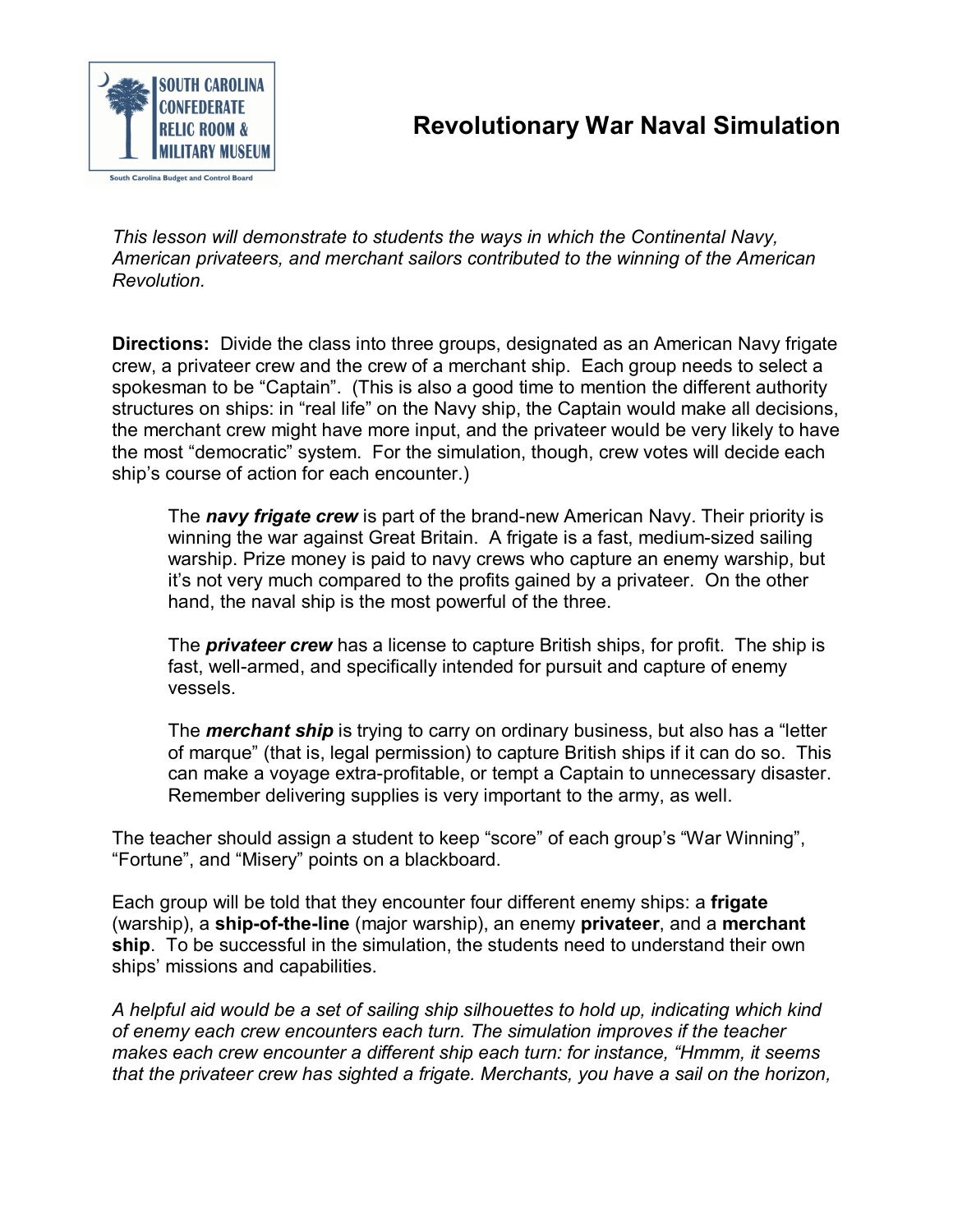# Revolutionary War Naval Simulation

*This lesson will demonstrate to students the ways in which the Continental Navy, American privateers, and merchant sailors contributed to the winning of the American Revolution.*

**Directions:** Divide the class into three groups, designated as an American Navy frigate crew, a privateer crew and the crew of a merchant ship. Each group needs to select a spokesman to be "Captain". (This is also a good time to mention the different authority structures on ships: in "real life" on the Navy ship, the Captain would make all decisions, the merchant crew might have more input, and the privateer would be very likely to have the most "democratic" system. For the simulation, though, crew votes will decide each ship's course of action for each encounter.)

> The ***navy frigate crew*** is part of the brand-new American Navy. Their priority is winning the war against Great Britain. A frigate is a fast, medium-sized sailing warship. Prize money is paid to navy crews who capture an enemy warship, but it's not very much compared to the profits gained by a privateer. On the other hand, the naval ship is the most powerful of the three.
>
> The ***privateer crew*** has a license to capture British ships, for profit. The ship is fast, well-armed, and specifically intended for pursuit and capture of enemy vessels.
>
> The ***merchant ship*** is trying to carry on ordinary business, but also has a "letter of marque" (that is, legal permission) to capture British ships if it can do so. This can make a voyage extra-profitable, or tempt a Captain to unnecessary disaster. Remember delivering supplies is very important to the army, as well.

The teacher should assign a student to keep "score" of each group's "War Winning", "Fortune", and "Misery" points on a blackboard.

Each group will be told that they encounter four different enemy ships: a **frigate** (warship), a **ship-of-the-line** (major warship), an enemy **privateer**, and a **merchant ship**. To be successful in the simulation, the students need to understand their own ships' missions and capabilities.

*A helpful aid would be a set of sailing ship silhouettes to hold up, indicating which kind of enemy each crew encounters each turn. The simulation improves if the teacher makes each crew encounter a different ship each turn: for instance, "Hmmm, it seems that the privateer crew has sighted a frigate. Merchants, you have a sail on the horizon,*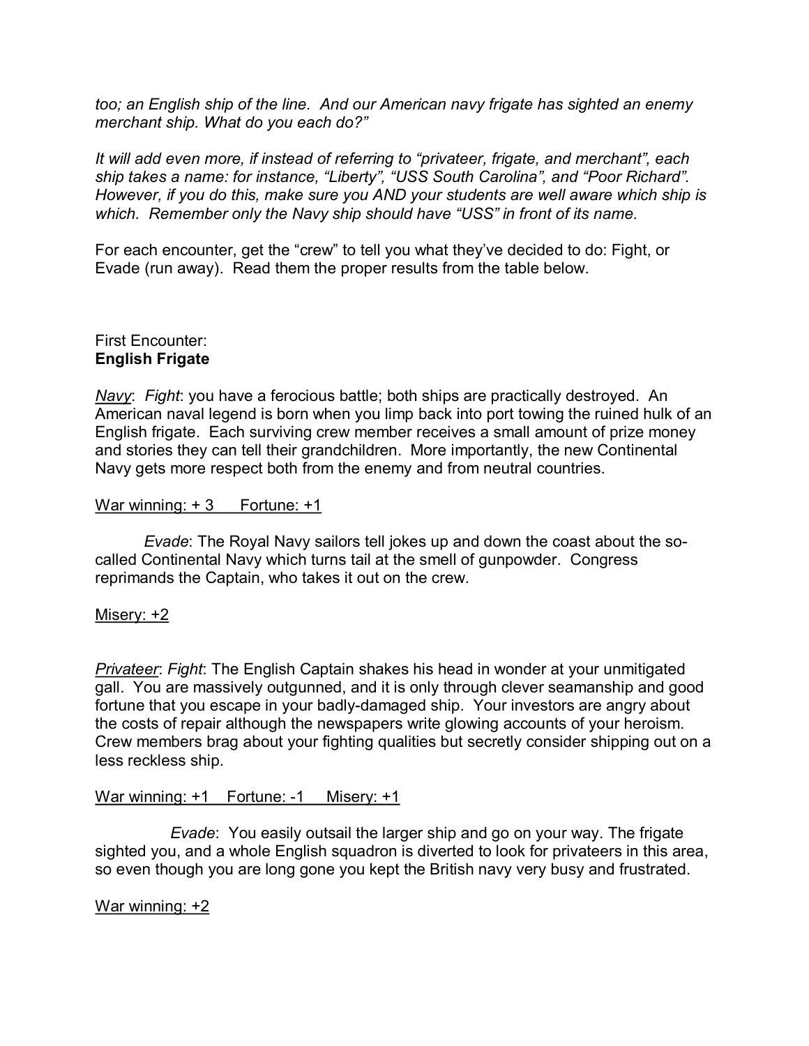*too; an English ship of the line. And our American navy frigate has sighted an enemy merchant ship. What do you each do?"*

*It will add even more, if instead of referring to "privateer, frigate, and merchant", each ship takes a name: for instance, "Liberty", "USS South Carolina", and "Poor Richard". However, if you do this, make sure you AND your students are well aware which ship is which. Remember only the Navy ship should have "USS" in front of its name.*

For each encounter, get the "crew" to tell you what they've decided to do: Fight, or Evade (run away). Read them the proper results from the table below.

First Encounter:
**English Frigate**

*Navy*: *Fight*: you have a ferocious battle; both ships are practically destroyed. An American naval legend is born when you limp back into port towing the ruined hulk of an English frigate. Each surviving crew member receives a small amount of prize money and stories they can tell their grandchildren. More importantly, the new Continental Navy gets more respect both from the enemy and from neutral countries.

War winning: + 3 Fortune: +1

*Evade*: The Royal Navy sailors tell jokes up and down the coast about the so-called Continental Navy which turns tail at the smell of gunpowder. Congress reprimands the Captain, who takes it out on the crew.

Misery: +2

*Privateer*: *Fight*: The English Captain shakes his head in wonder at your unmitigated gall. You are massively outgunned, and it is only through clever seamanship and good fortune that you escape in your badly-damaged ship. Your investors are angry about the costs of repair although the newspapers write glowing accounts of your heroism. Crew members brag about your fighting qualities but secretly consider shipping out on a less reckless ship.

War winning: +1 Fortune: -1 Misery: +1

*Evade*: You easily outsail the larger ship and go on your way. The frigate sighted you, and a whole English squadron is diverted to look for privateers in this area, so even though you are long gone you kept the British navy very busy and frustrated.

War winning: +2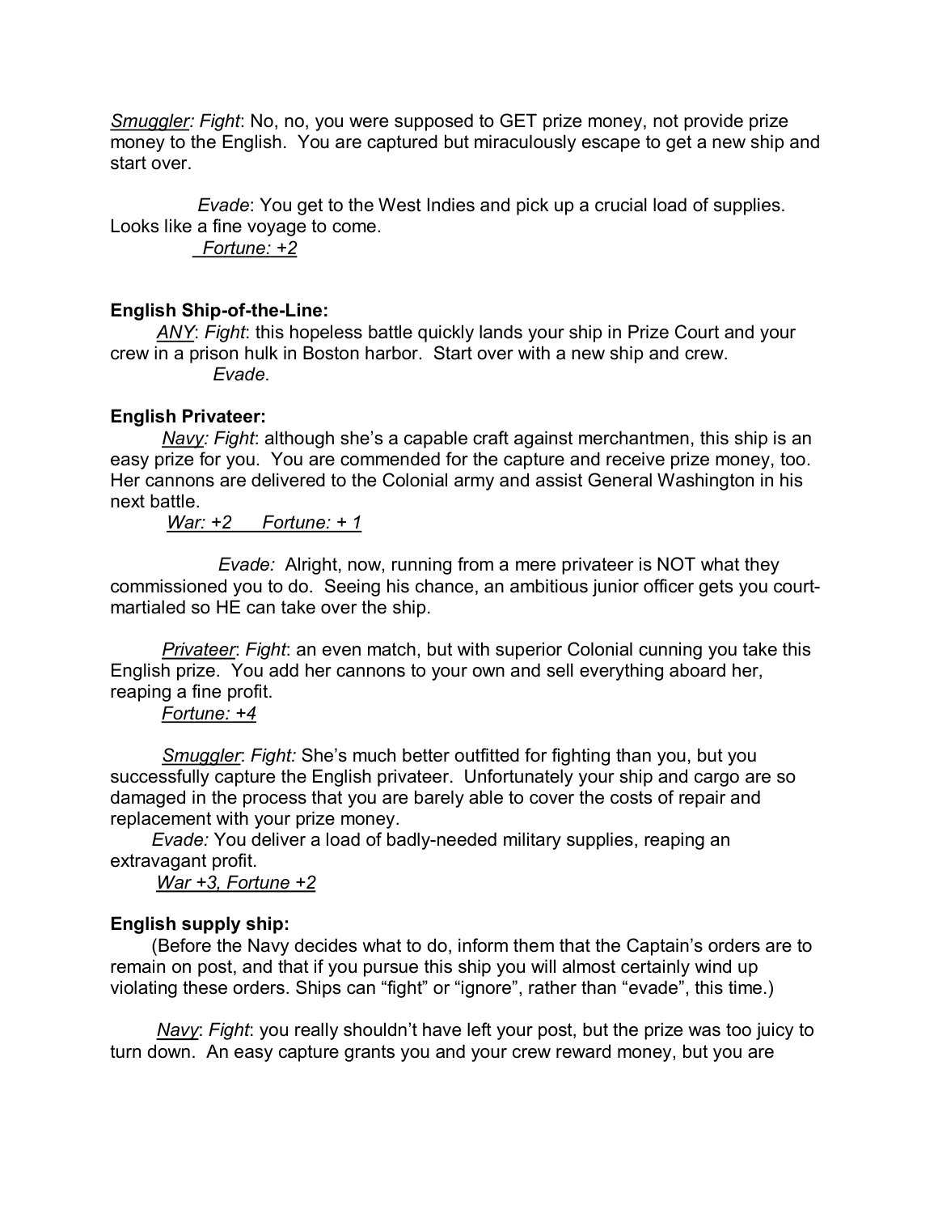*Smuggler: Fight*: No, no, you were supposed to GET prize money, not provide prize money to the English. You are captured but miraculously escape to get a new ship and start over.

*Evade*: You get to the West Indies and pick up a crucial load of supplies. Looks like a fine voyage to come.
*Fortune: +2*

**English Ship-of-the-Line:**

*ANY*: *Fight*: this hopeless battle quickly lands your ship in Prize Court and your crew in a prison hulk in Boston harbor. Start over with a new ship and crew.
*Evade*.

**English Privateer:**

*Navy: Fight*: although she's a capable craft against merchantmen, this ship is an easy prize for you. You are commended for the capture and receive prize money, too. Her cannons are delivered to the Colonial army and assist General Washington in his next battle.
*War: +2 Fortune: + 1*

*Evade:* Alright, now, running from a mere privateer is NOT what they commissioned you to do. Seeing his chance, an ambitious junior officer gets you court-martialed so HE can take over the ship.

*Privateer*: *Fight*: an even match, but with superior Colonial cunning you take this English prize. You add her cannons to your own and sell everything aboard her, reaping a fine profit.
*Fortune: +4*

*Smuggler*: *Fight:* She's much better outfitted for fighting than you, but you successfully capture the English privateer. Unfortunately your ship and cargo are so damaged in the process that you are barely able to cover the costs of repair and replacement with your prize money.
*Evade:* You deliver a load of badly-needed military supplies, reaping an extravagant profit.
*War +3, Fortune +2*

**English supply ship:**

(Before the Navy decides what to do, inform them that the Captain's orders are to remain on post, and that if you pursue this ship you will almost certainly wind up violating these orders. Ships can "fight" or "ignore", rather than "evade", this time.)

*Navy*: *Fight*: you really shouldn't have left your post, but the prize was too juicy to turn down. An easy capture grants you and your crew reward money, but you are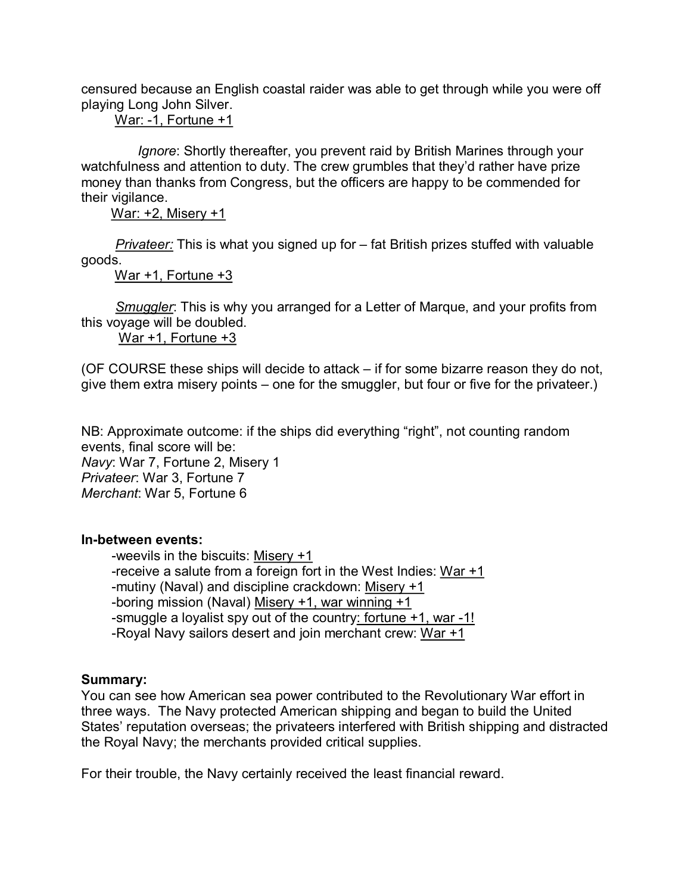censured because an English coastal raider was able to get through while you were off playing Long John Silver.

War: -1, Fortune +1

*Ignore*: Shortly thereafter, you prevent raid by British Marines through your watchfulness and attention to duty. The crew grumbles that they'd rather have prize money than thanks from Congress, but the officers are happy to be commended for their vigilance.

War: +2, Misery +1

*Privateer:* This is what you signed up for – fat British prizes stuffed with valuable goods.

War +1, Fortune +3

*Smuggler*: This is why you arranged for a Letter of Marque, and your profits from this voyage will be doubled.

War +1, Fortune +3

(OF COURSE these ships will decide to attack – if for some bizarre reason they do not, give them extra misery points – one for the smuggler, but four or five for the privateer.)

NB: Approximate outcome: if the ships did everything "right", not counting random events, final score will be:
*Navy*: War 7, Fortune 2, Misery 1
*Privateer*: War 3, Fortune 7
*Merchant*: War 5, Fortune 6

**In-between events:**

- -weevils in the biscuits: Misery +1
- -receive a salute from a foreign fort in the West Indies: War +1
- -mutiny (Naval) and discipline crackdown: Misery +1
- -boring mission (Naval) Misery +1, war winning +1
- -smuggle a loyalist spy out of the country: fortune +1, war -1!
- -Royal Navy sailors desert and join merchant crew: War +1

**Summary:**
You can see how American sea power contributed to the Revolutionary War effort in three ways. The Navy protected American shipping and began to build the United States' reputation overseas; the privateers interfered with British shipping and distracted the Royal Navy; the merchants provided critical supplies.

For their trouble, the Navy certainly received the least financial reward.